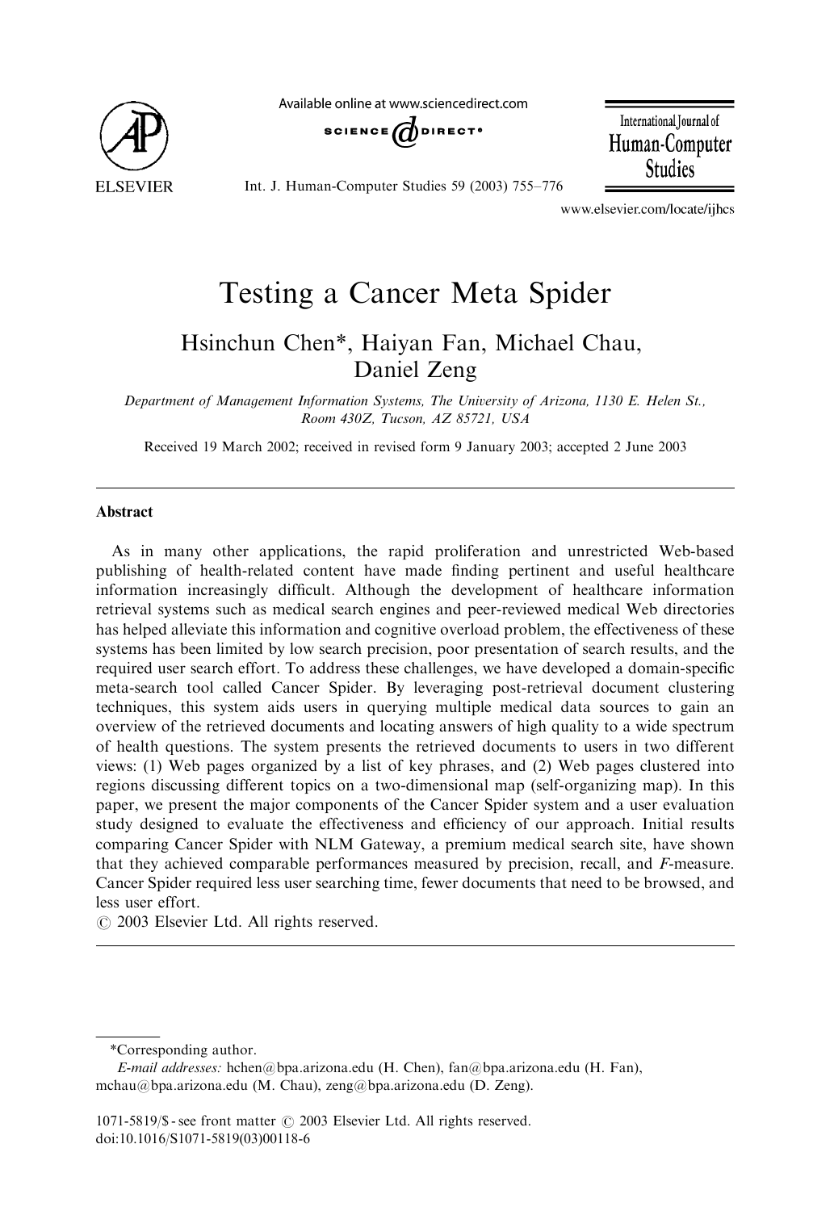# Testing a Cancer Meta Spider

Hsinchun Chen*, Haiyan Fan, Michael Chau, Daniel Zeng

*Department of Management Information Systems, The University of Arizona, 1130 E. Helen St., Room 430Z, Tucson, AZ 85721, USA*

Received 19 March 2002; received in revised form 9 January 2003; accepted 2 June 2003

## Abstract

As in many other applications, the rapid proliferation and unrestricted Web-based publishing of health-related content have made finding pertinent and useful healthcare information increasingly difficult. Although the development of healthcare information retrieval systems such as medical search engines and peer-reviewed medical Web directories has helped alleviate this information and cognitive overload problem, the effectiveness of these systems has been limited by low search precision, poor presentation of search results, and the required user search effort. To address these challenges, we have developed a domain-specific meta-search tool called Cancer Spider. By leveraging post-retrieval document clustering techniques, this system aids users in querying multiple medical data sources to gain an overview of the retrieved documents and locating answers of high quality to a wide spectrum of health questions. The system presents the retrieved documents to users in two different views: (1) Web pages organized by a list of key phrases, and (2) Web pages clustered into regions discussing different topics on a two-dimensional map (self-organizing map). In this paper, we present the major components of the Cancer Spider system and a user evaluation study designed to evaluate the effectiveness and efficiency of our approach. Initial results comparing Cancer Spider with NLM Gateway, a premium medical search site, have shown that they achieved comparable performances measured by precision, recall, and *F*-measure. Cancer Spider required less user searching time, fewer documents that need to be browsed, and less user effort.

© 2003 Elsevier Ltd. All rights reserved.

---

*Corresponding author.

*E-mail addresses:* hchen@bpa.arizona.edu (H. Chen), fan@bpa.arizona.edu (H. Fan), mchau@bpa.arizona.edu (M. Chau), zeng@bpa.arizona.edu (D. Zeng).

1071-5819/$ - see front matter © 2003 Elsevier Ltd. All rights reserved.
doi:10.1016/S1071-5819(03)00118-6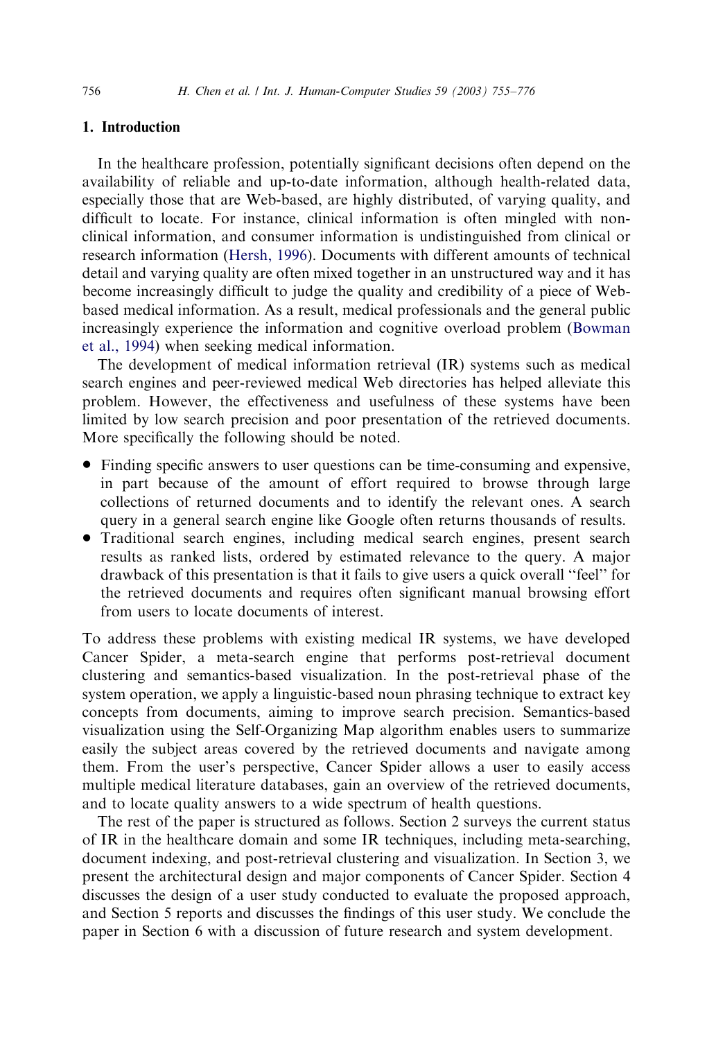## 1. Introduction

In the healthcare profession, potentially significant decisions often depend on the availability of reliable and up-to-date information, although health-related data, especially those that are Web-based, are highly distributed, of varying quality, and difficult to locate. For instance, clinical information is often mingled with non-clinical information, and consumer information is undistinguished from clinical or research information (Hersh, 1996). Documents with different amounts of technical detail and varying quality are often mixed together in an unstructured way and it has become increasingly difficult to judge the quality and credibility of a piece of Web-based medical information. As a result, medical professionals and the general public increasingly experience the information and cognitive overload problem (Bowman et al., 1994) when seeking medical information.

The development of medical information retrieval (IR) systems such as medical search engines and peer-reviewed medical Web directories has helped alleviate this problem. However, the effectiveness and usefulness of these systems have been limited by low search precision and poor presentation of the retrieved documents. More specifically the following should be noted.

- Finding specific answers to user questions can be time-consuming and expensive, in part because of the amount of effort required to browse through large collections of returned documents and to identify the relevant ones. A search query in a general search engine like Google often returns thousands of results.
- Traditional search engines, including medical search engines, present search results as ranked lists, ordered by estimated relevance to the query. A major drawback of this presentation is that it fails to give users a quick overall "feel" for the retrieved documents and requires often significant manual browsing effort from users to locate documents of interest.

To address these problems with existing medical IR systems, we have developed Cancer Spider, a meta-search engine that performs post-retrieval document clustering and semantics-based visualization. In the post-retrieval phase of the system operation, we apply a linguistic-based noun phrasing technique to extract key concepts from documents, aiming to improve search precision. Semantics-based visualization using the Self-Organizing Map algorithm enables users to summarize easily the subject areas covered by the retrieved documents and navigate among them. From the user's perspective, Cancer Spider allows a user to easily access multiple medical literature databases, gain an overview of the retrieved documents, and to locate quality answers to a wide spectrum of health questions.

The rest of the paper is structured as follows. Section 2 surveys the current status of IR in the healthcare domain and some IR techniques, including meta-searching, document indexing, and post-retrieval clustering and visualization. In Section 3, we present the architectural design and major components of Cancer Spider. Section 4 discusses the design of a user study conducted to evaluate the proposed approach, and Section 5 reports and discusses the findings of this user study. We conclude the paper in Section 6 with a discussion of future research and system development.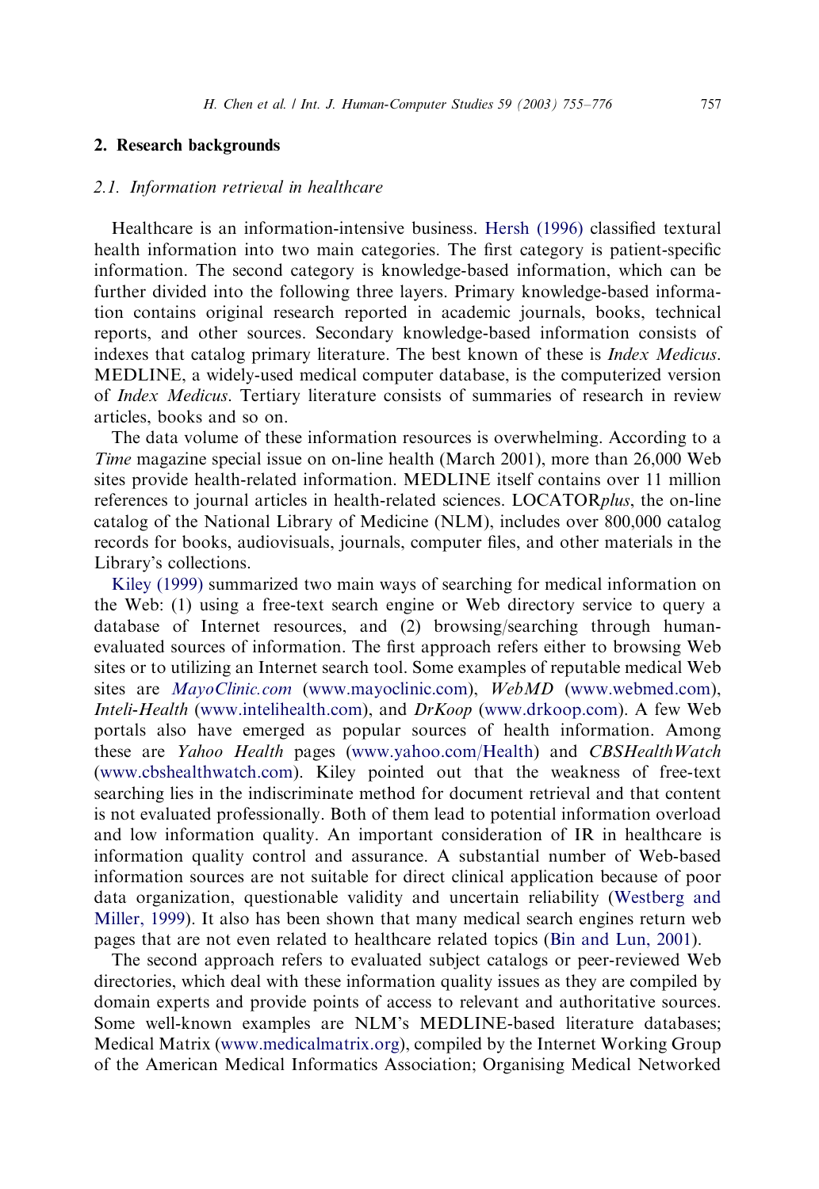## 2. Research backgrounds

### 2.1. Information retrieval in healthcare

Healthcare is an information-intensive business. Hersh (1996) classified textural health information into two main categories. The first category is patient-specific information. The second category is knowledge-based information, which can be further divided into the following three layers. Primary knowledge-based information contains original research reported in academic journals, books, technical reports, and other sources. Secondary knowledge-based information consists of indexes that catalog primary literature. The best known of these is *Index Medicus*. MEDLINE, a widely-used medical computer database, is the computerized version of *Index Medicus*. Tertiary literature consists of summaries of research in review articles, books and so on.

The data volume of these information resources is overwhelming. According to a *Time* magazine special issue on on-line health (March 2001), more than 26,000 Web sites provide health-related information. MEDLINE itself contains over 11 million references to journal articles in health-related sciences. LOCATOR*plus*, the on-line catalog of the National Library of Medicine (NLM), includes over 800,000 catalog records for books, audiovisuals, journals, computer files, and other materials in the Library's collections.

Kiley (1999) summarized two main ways of searching for medical information on the Web: (1) using a free-text search engine or Web directory service to query a database of Internet resources, and (2) browsing/searching through human-evaluated sources of information. The first approach refers either to browsing Web sites or to utilizing an Internet search tool. Some examples of reputable medical Web sites are *MayoClinic.com* (www.mayoclinic.com), *WebMD* (www.webmed.com), *Inteli-Health* (www.intelihealth.com), and *DrKoop* (www.drkoop.com). A few Web portals also have emerged as popular sources of health information. Among these are *Yahoo Health* pages (www.yahoo.com/Health) and *CBSHealthWatch* (www.cbshealthwatch.com). Kiley pointed out that the weakness of free-text searching lies in the indiscriminate method for document retrieval and that content is not evaluated professionally. Both of them lead to potential information overload and low information quality. An important consideration of IR in healthcare is information quality control and assurance. A substantial number of Web-based information sources are not suitable for direct clinical application because of poor data organization, questionable validity and uncertain reliability (Westberg and Miller, 1999). It also has been shown that many medical search engines return web pages that are not even related to healthcare related topics (Bin and Lun, 2001).

The second approach refers to evaluated subject catalogs or peer-reviewed Web directories, which deal with these information quality issues as they are compiled by domain experts and provide points of access to relevant and authoritative sources. Some well-known examples are NLM's MEDLINE-based literature databases; Medical Matrix (www.medicalmatrix.org), compiled by the Internet Working Group of the American Medical Informatics Association; Organising Medical Networked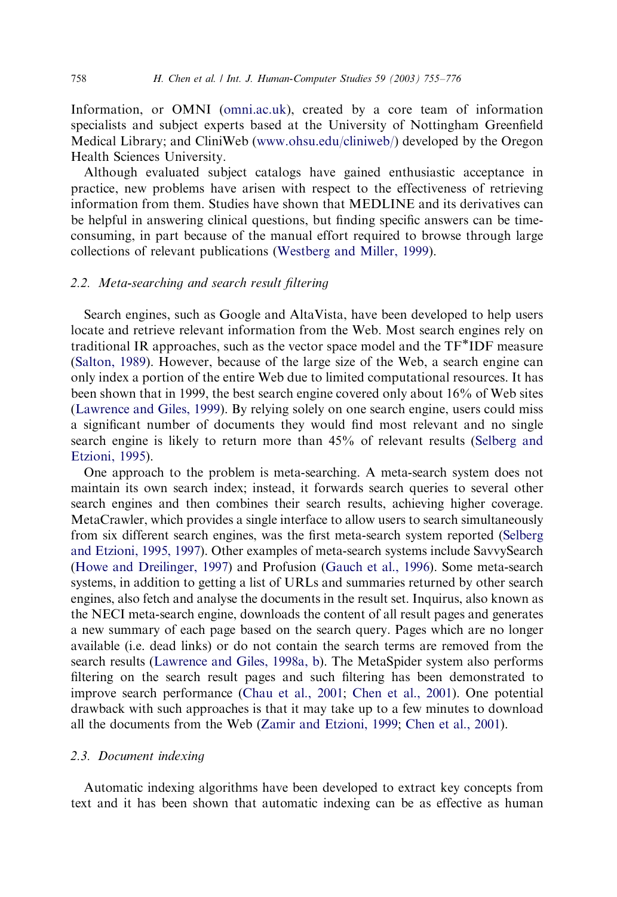Information, or OMNI (omni.ac.uk), created by a core team of information specialists and subject experts based at the University of Nottingham Greenfield Medical Library; and CliniWeb (www.ohsu.edu/cliniweb/) developed by the Oregon Health Sciences University.

Although evaluated subject catalogs have gained enthusiastic acceptance in practice, new problems have arisen with respect to the effectiveness of retrieving information from them. Studies have shown that MEDLINE and its derivatives can be helpful in answering clinical questions, but finding specific answers can be time-consuming, in part because of the manual effort required to browse through large collections of relevant publications (Westberg and Miller, 1999).

### 2.2. Meta-searching and search result filtering

Search engines, such as Google and AltaVista, have been developed to help users locate and retrieve relevant information from the Web. Most search engines rely on traditional IR approaches, such as the vector space model and the TF*IDF measure (Salton, 1989). However, because of the large size of the Web, a search engine can only index a portion of the entire Web due to limited computational resources. It has been shown that in 1999, the best search engine covered only about 16% of Web sites (Lawrence and Giles, 1999). By relying solely on one search engine, users could miss a significant number of documents they would find most relevant and no single search engine is likely to return more than 45% of relevant results (Selberg and Etzioni, 1995).

One approach to the problem is meta-searching. A meta-search system does not maintain its own search index; instead, it forwards search queries to several other search engines and then combines their search results, achieving higher coverage. MetaCrawler, which provides a single interface to allow users to search simultaneously from six different search engines, was the first meta-search system reported (Selberg and Etzioni, 1995, 1997). Other examples of meta-search systems include SavvySearch (Howe and Dreilinger, 1997) and Profusion (Gauch et al., 1996). Some meta-search systems, in addition to getting a list of URLs and summaries returned by other search engines, also fetch and analyse the documents in the result set. Inquirus, also known as the NECI meta-search engine, downloads the content of all result pages and generates a new summary of each page based on the search query. Pages which are no longer available (i.e. dead links) or do not contain the search terms are removed from the search results (Lawrence and Giles, 1998a, b). The MetaSpider system also performs filtering on the search result pages and such filtering has been demonstrated to improve search performance (Chau et al., 2001; Chen et al., 2001). One potential drawback with such approaches is that it may take up to a few minutes to download all the documents from the Web (Zamir and Etzioni, 1999; Chen et al., 2001).

### 2.3. Document indexing

Automatic indexing algorithms have been developed to extract key concepts from text and it has been shown that automatic indexing can be as effective as human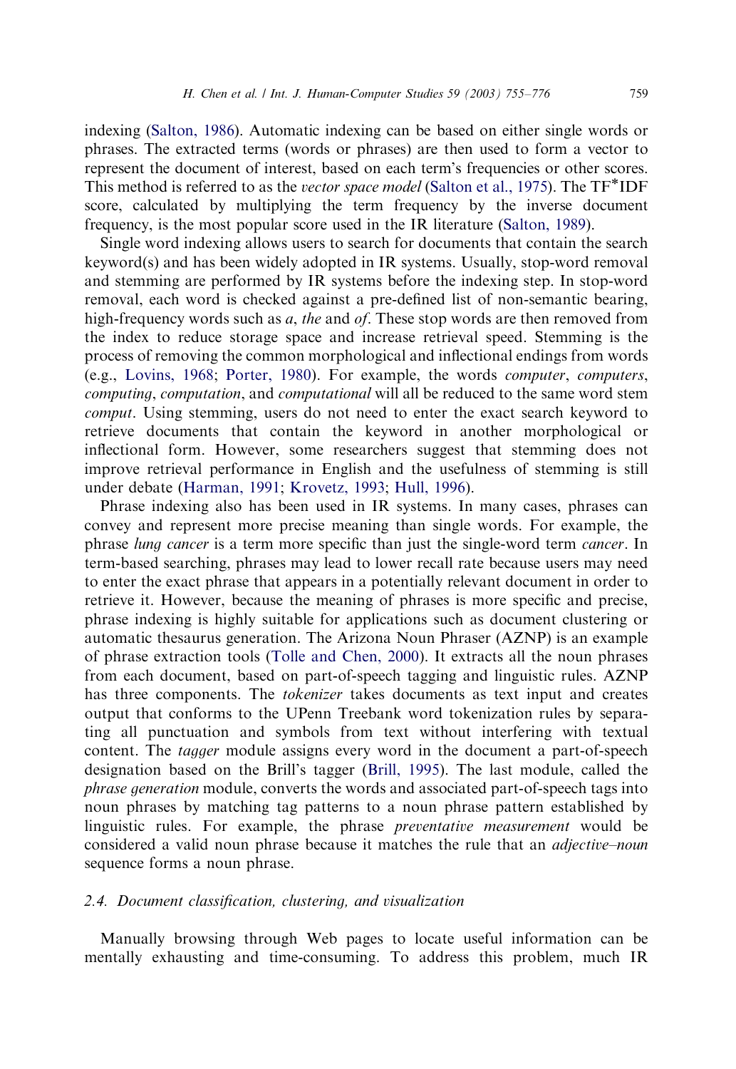indexing (Salton, 1986). Automatic indexing can be based on either single words or phrases. The extracted terms (words or phrases) are then used to form a vector to represent the document of interest, based on each term's frequencies or other scores. This method is referred to as the *vector space model* (Salton et al., 1975). The TF*IDF score, calculated by multiplying the term frequency by the inverse document frequency, is the most popular score used in the IR literature (Salton, 1989).

Single word indexing allows users to search for documents that contain the search keyword(s) and has been widely adopted in IR systems. Usually, stop-word removal and stemming are performed by IR systems before the indexing step. In stop-word removal, each word is checked against a pre-defined list of non-semantic bearing, high-frequency words such as *a*, *the* and *of*. These stop words are then removed from the index to reduce storage space and increase retrieval speed. Stemming is the process of removing the common morphological and inflectional endings from words (e.g., Lovins, 1968; Porter, 1980). For example, the words *computer*, *computers*, *computing*, *computation*, and *computational* will all be reduced to the same word stem *comput*. Using stemming, users do not need to enter the exact search keyword to retrieve documents that contain the keyword in another morphological or inflectional form. However, some researchers suggest that stemming does not improve retrieval performance in English and the usefulness of stemming is still under debate (Harman, 1991; Krovetz, 1993; Hull, 1996).

Phrase indexing also has been used in IR systems. In many cases, phrases can convey and represent more precise meaning than single words. For example, the phrase *lung cancer* is a term more specific than just the single-word term *cancer*. In term-based searching, phrases may lead to lower recall rate because users may need to enter the exact phrase that appears in a potentially relevant document in order to retrieve it. However, because the meaning of phrases is more specific and precise, phrase indexing is highly suitable for applications such as document clustering or automatic thesaurus generation. The Arizona Noun Phraser (AZNP) is an example of phrase extraction tools (Tolle and Chen, 2000). It extracts all the noun phrases from each document, based on part-of-speech tagging and linguistic rules. AZNP has three components. The *tokenizer* takes documents as text input and creates output that conforms to the UPenn Treebank word tokenization rules by separating all punctuation and symbols from text without interfering with textual content. The *tagger* module assigns every word in the document a part-of-speech designation based on the Brill's tagger (Brill, 1995). The last module, called the *phrase generation* module, converts the words and associated part-of-speech tags into noun phrases by matching tag patterns to a noun phrase pattern established by linguistic rules. For example, the phrase *preventative measurement* would be considered a valid noun phrase because it matches the rule that an *adjective–noun* sequence forms a noun phrase.

### 2.4. Document classification, clustering, and visualization

Manually browsing through Web pages to locate useful information can be mentally exhausting and time-consuming. To address this problem, much IR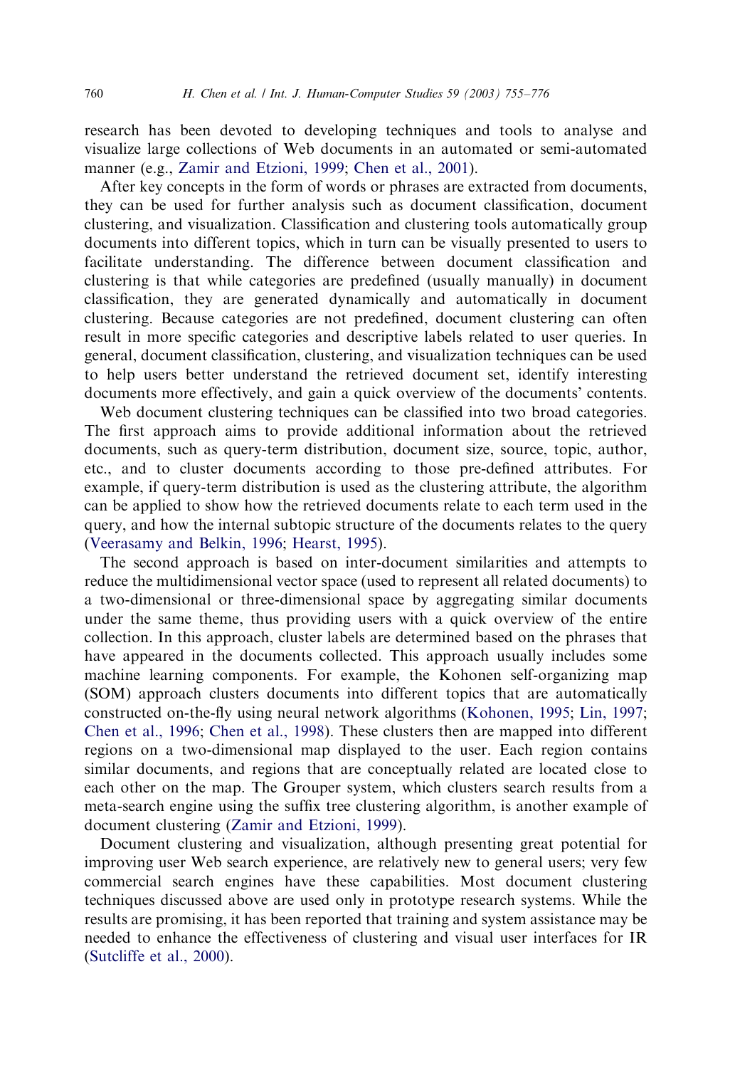research has been devoted to developing techniques and tools to analyse and visualize large collections of Web documents in an automated or semi-automated manner (e.g., Zamir and Etzioni, 1999; Chen et al., 2001).

After key concepts in the form of words or phrases are extracted from documents, they can be used for further analysis such as document classification, document clustering, and visualization. Classification and clustering tools automatically group documents into different topics, which in turn can be visually presented to users to facilitate understanding. The difference between document classification and clustering is that while categories are predefined (usually manually) in document classification, they are generated dynamically and automatically in document clustering. Because categories are not predefined, document clustering can often result in more specific categories and descriptive labels related to user queries. In general, document classification, clustering, and visualization techniques can be used to help users better understand the retrieved document set, identify interesting documents more effectively, and gain a quick overview of the documents' contents.

Web document clustering techniques can be classified into two broad categories. The first approach aims to provide additional information about the retrieved documents, such as query-term distribution, document size, source, topic, author, etc., and to cluster documents according to those pre-defined attributes. For example, if query-term distribution is used as the clustering attribute, the algorithm can be applied to show how the retrieved documents relate to each term used in the query, and how the internal subtopic structure of the documents relates to the query (Veerasamy and Belkin, 1996; Hearst, 1995).

The second approach is based on inter-document similarities and attempts to reduce the multidimensional vector space (used to represent all related documents) to a two-dimensional or three-dimensional space by aggregating similar documents under the same theme, thus providing users with a quick overview of the entire collection. In this approach, cluster labels are determined based on the phrases that have appeared in the documents collected. This approach usually includes some machine learning components. For example, the Kohonen self-organizing map (SOM) approach clusters documents into different topics that are automatically constructed on-the-fly using neural network algorithms (Kohonen, 1995; Lin, 1997; Chen et al., 1996; Chen et al., 1998). These clusters then are mapped into different regions on a two-dimensional map displayed to the user. Each region contains similar documents, and regions that are conceptually related are located close to each other on the map. The Grouper system, which clusters search results from a meta-search engine using the suffix tree clustering algorithm, is another example of document clustering (Zamir and Etzioni, 1999).

Document clustering and visualization, although presenting great potential for improving user Web search experience, are relatively new to general users; very few commercial search engines have these capabilities. Most document clustering techniques discussed above are used only in prototype research systems. While the results are promising, it has been reported that training and system assistance may be needed to enhance the effectiveness of clustering and visual user interfaces for IR (Sutcliffe et al., 2000).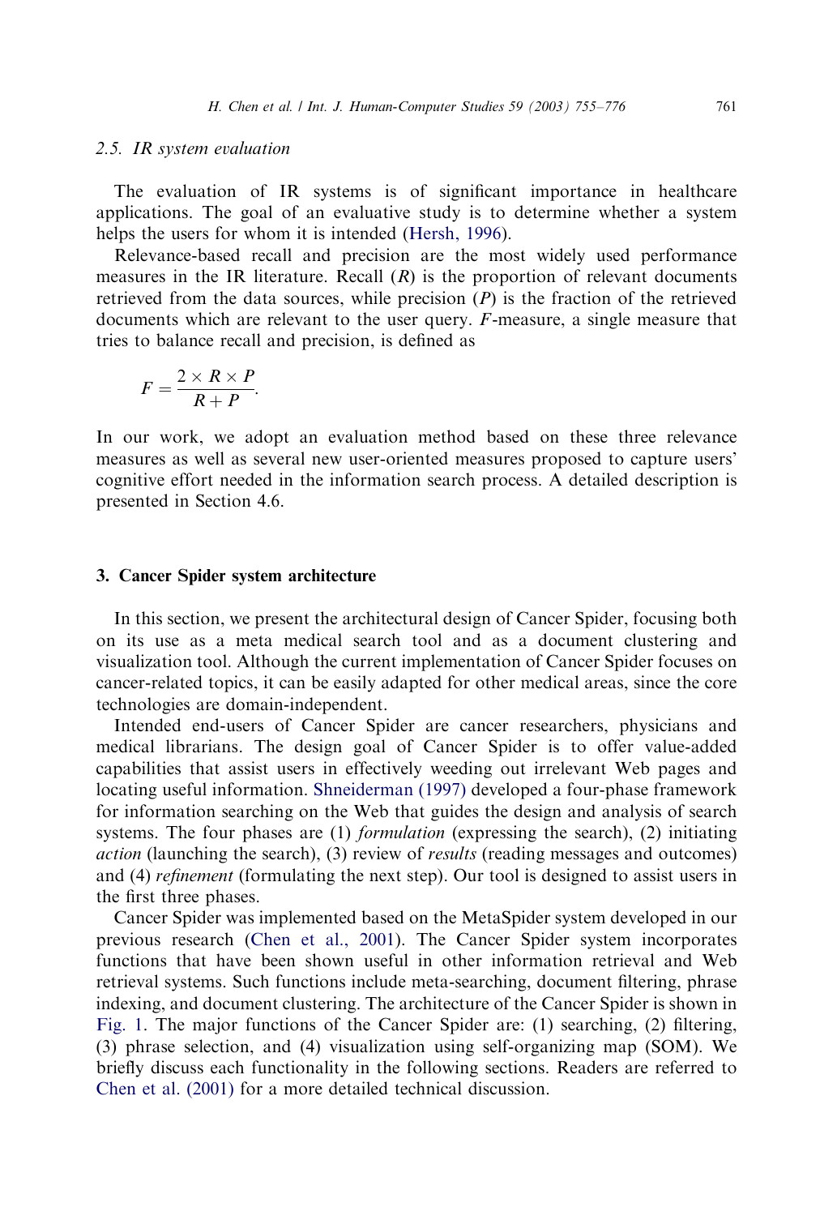### 2.5. IR system evaluation

The evaluation of IR systems is of significant importance in healthcare applications. The goal of an evaluative study is to determine whether a system helps the users for whom it is intended (Hersh, 1996).

Relevance-based recall and precision are the most widely used performance measures in the IR literature. Recall ($R$) is the proportion of relevant documents retrieved from the data sources, while precision ($P$) is the fraction of the retrieved documents which are relevant to the user query. $F$-measure, a single measure that tries to balance recall and precision, is defined as

$$F = \frac{2 \times R \times P}{R + P}.$$

In our work, we adopt an evaluation method based on these three relevance measures as well as several new user-oriented measures proposed to capture users' cognitive effort needed in the information search process. A detailed description is presented in Section 4.6.

## 3. Cancer Spider system architecture

In this section, we present the architectural design of Cancer Spider, focusing both on its use as a meta medical search tool and as a document clustering and visualization tool. Although the current implementation of Cancer Spider focuses on cancer-related topics, it can be easily adapted for other medical areas, since the core technologies are domain-independent.

Intended end-users of Cancer Spider are cancer researchers, physicians and medical librarians. The design goal of Cancer Spider is to offer value-added capabilities that assist users in effectively weeding out irrelevant Web pages and locating useful information. Shneiderman (1997) developed a four-phase framework for information searching on the Web that guides the design and analysis of search systems. The four phases are (1) *formulation* (expressing the search), (2) initiating *action* (launching the search), (3) review of *results* (reading messages and outcomes) and (4) *refinement* (formulating the next step). Our tool is designed to assist users in the first three phases.

Cancer Spider was implemented based on the MetaSpider system developed in our previous research (Chen et al., 2001). The Cancer Spider system incorporates functions that have been shown useful in other information retrieval and Web retrieval systems. Such functions include meta-searching, document filtering, phrase indexing, and document clustering. The architecture of the Cancer Spider is shown in Fig. 1. The major functions of the Cancer Spider are: (1) searching, (2) filtering, (3) phrase selection, and (4) visualization using self-organizing map (SOM). We briefly discuss each functionality in the following sections. Readers are referred to Chen et al. (2001) for a more detailed technical discussion.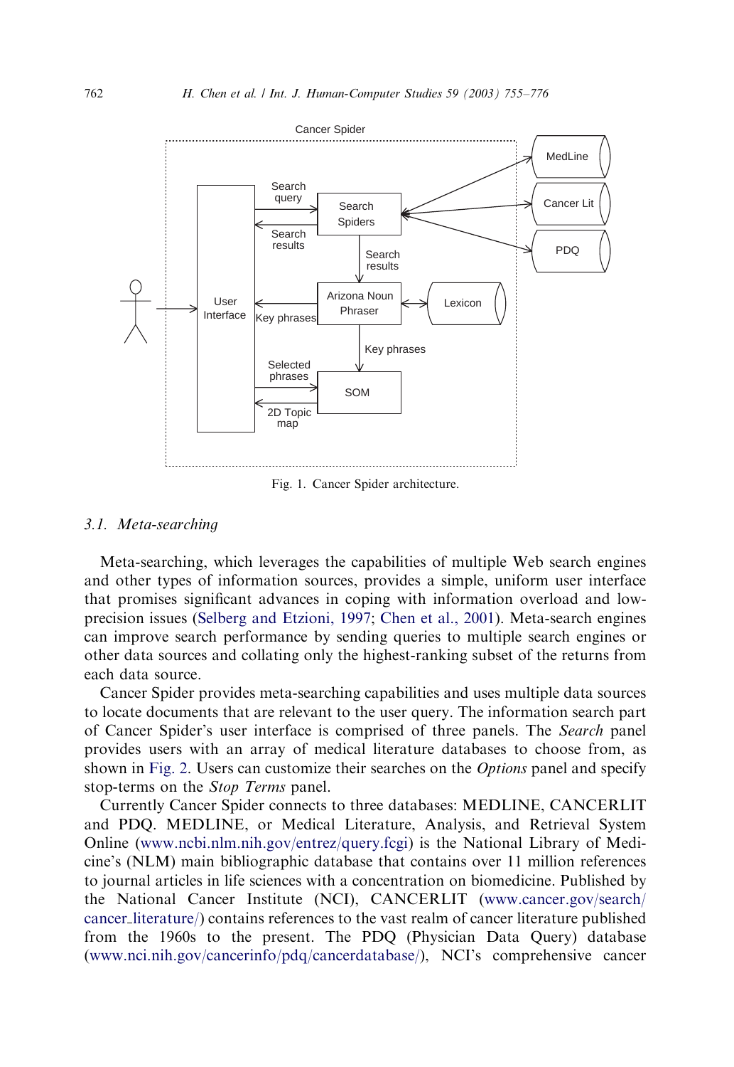Fig. 1. Cancer Spider architecture.

### 3.1. Meta-searching

Meta-searching, which leverages the capabilities of multiple Web search engines and other types of information sources, provides a simple, uniform user interface that promises significant advances in coping with information overload and low-precision issues (Selberg and Etzioni, 1997; Chen et al., 2001). Meta-search engines can improve search performance by sending queries to multiple search engines or other data sources and collating only the highest-ranking subset of the returns from each data source.

Cancer Spider provides meta-searching capabilities and uses multiple data sources to locate documents that are relevant to the user query. The information search part of Cancer Spider's user interface is comprised of three panels. The *Search* panel provides users with an array of medical literature databases to choose from, as shown in Fig. 2. Users can customize their searches on the *Options* panel and specify stop-terms on the *Stop Terms* panel.

Currently Cancer Spider connects to three databases: MEDLINE, CANCERLIT and PDQ. MEDLINE, or Medical Literature, Analysis, and Retrieval System Online (www.ncbi.nlm.nih.gov/entrez/query.fcgi) is the National Library of Medicine's (NLM) main bibliographic database that contains over 11 million references to journal articles in life sciences with a concentration on biomedicine. Published by the National Cancer Institute (NCI), CANCERLIT (www.cancer.gov/search/cancer_literature/) contains references to the vast realm of cancer literature published from the 1960s to the present. The PDQ (Physician Data Query) database (www.nci.nih.gov/cancerinfo/pdq/cancerdatabase/), NCI's comprehensive cancer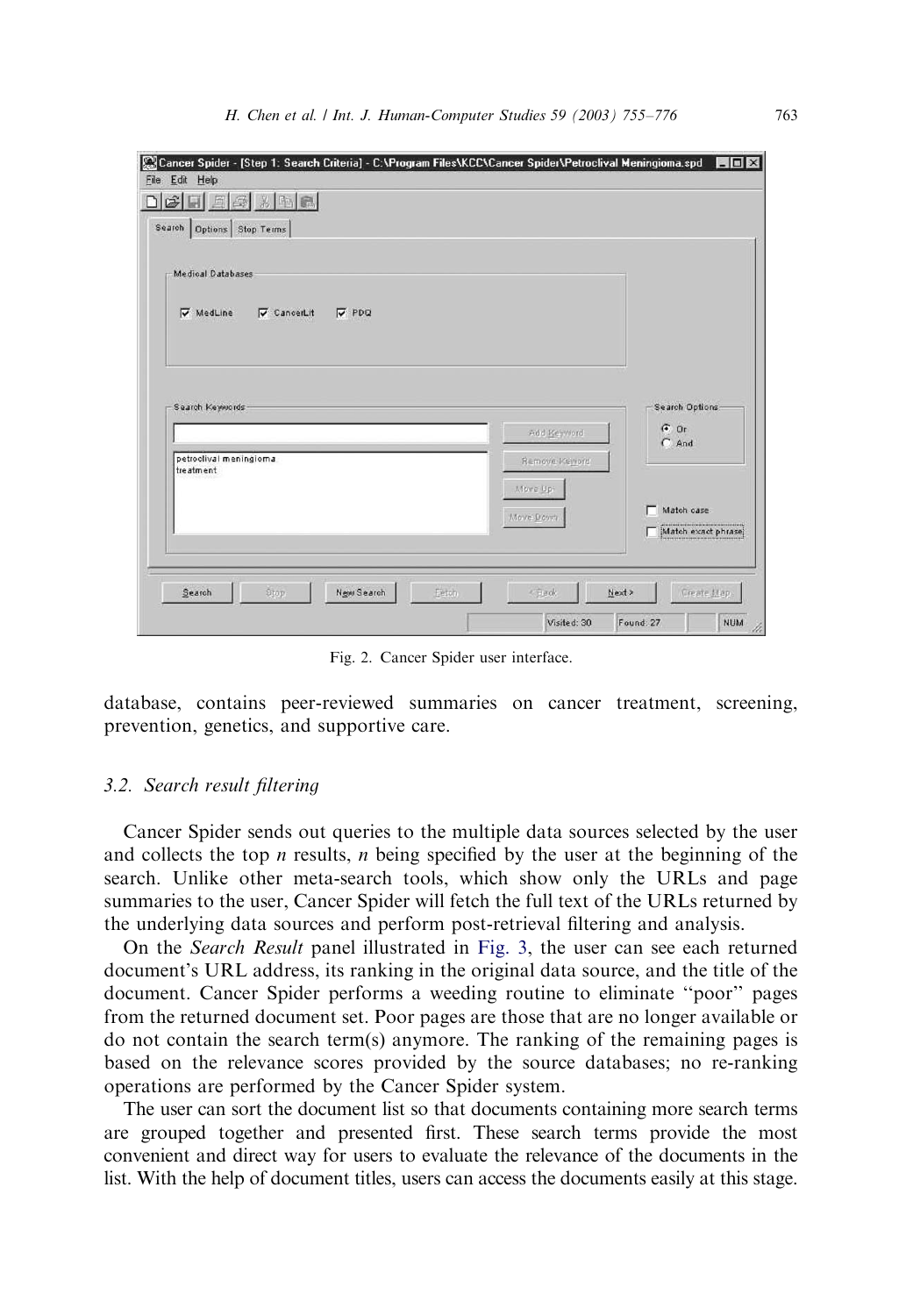Fig. 2. Cancer Spider user interface.

database, contains peer-reviewed summaries on cancer treatment, screening, prevention, genetics, and supportive care.

### 3.2. Search result filtering

Cancer Spider sends out queries to the multiple data sources selected by the user and collects the top *n* results, *n* being specified by the user at the beginning of the search. Unlike other meta-search tools, which show only the URLs and page summaries to the user, Cancer Spider will fetch the full text of the URLs returned by the underlying data sources and perform post-retrieval filtering and analysis.

On the *Search Result* panel illustrated in Fig. 3, the user can see each returned document's URL address, its ranking in the original data source, and the title of the document. Cancer Spider performs a weeding routine to eliminate "poor" pages from the returned document set. Poor pages are those that are no longer available or do not contain the search term(s) anymore. The ranking of the remaining pages is based on the relevance scores provided by the source databases; no re-ranking operations are performed by the Cancer Spider system.

The user can sort the document list so that documents containing more search terms are grouped together and presented first. These search terms provide the most convenient and direct way for users to evaluate the relevance of the documents in the list. With the help of document titles, users can access the documents easily at this stage.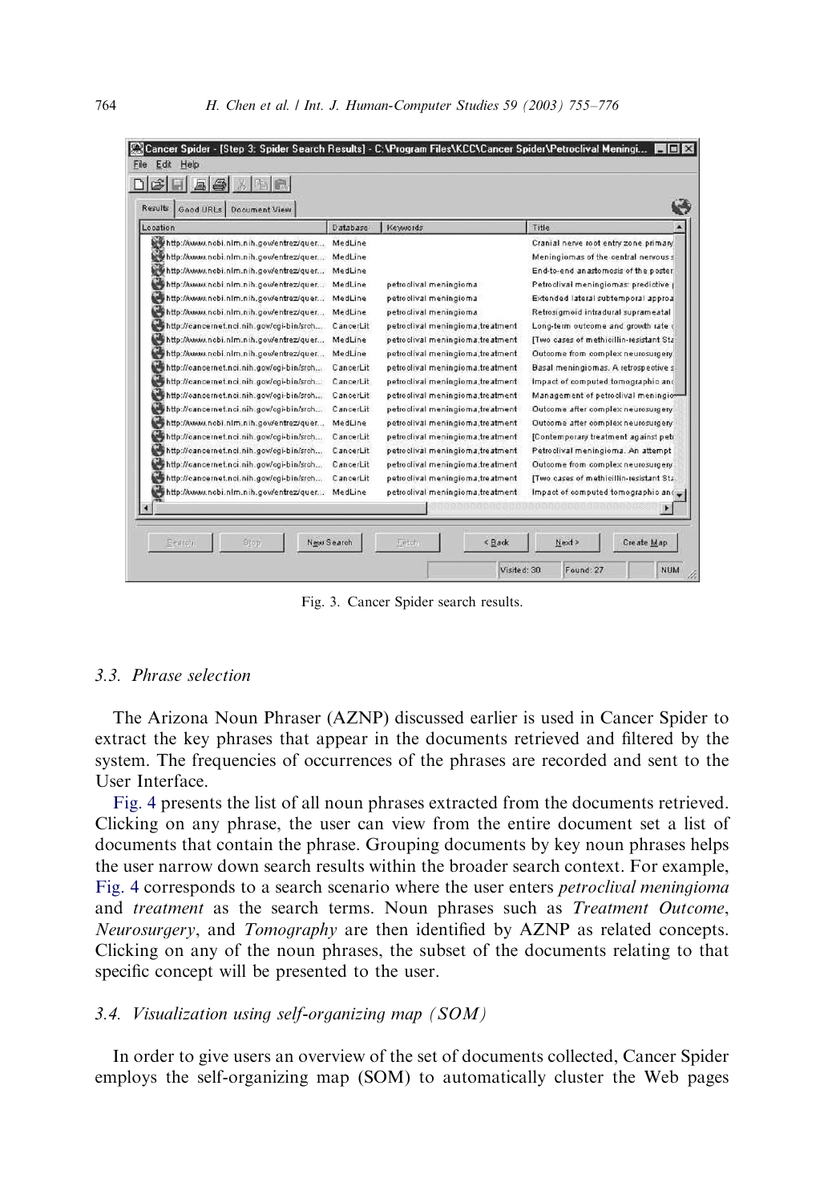Fig. 3. Cancer Spider search results.

### 3.3. Phrase selection

The Arizona Noun Phraser (AZNP) discussed earlier is used in Cancer Spider to extract the key phrases that appear in the documents retrieved and filtered by the system. The frequencies of occurrences of the phrases are recorded and sent to the User Interface.

Fig. 4 presents the list of all noun phrases extracted from the documents retrieved. Clicking on any phrase, the user can view from the entire document set a list of documents that contain the phrase. Grouping documents by key noun phrases helps the user narrow down search results within the broader search context. For example, Fig. 4 corresponds to a search scenario where the user enters *petroclival meningioma* and *treatment* as the search terms. Noun phrases such as *Treatment Outcome*, *Neurosurgery*, and *Tomography* are then identified by AZNP as related concepts. Clicking on any of the noun phrases, the subset of the documents relating to that specific concept will be presented to the user.

### 3.4. Visualization using self-organizing map (SOM)

In order to give users an overview of the set of documents collected, Cancer Spider employs the self-organizing map (SOM) to automatically cluster the Web pages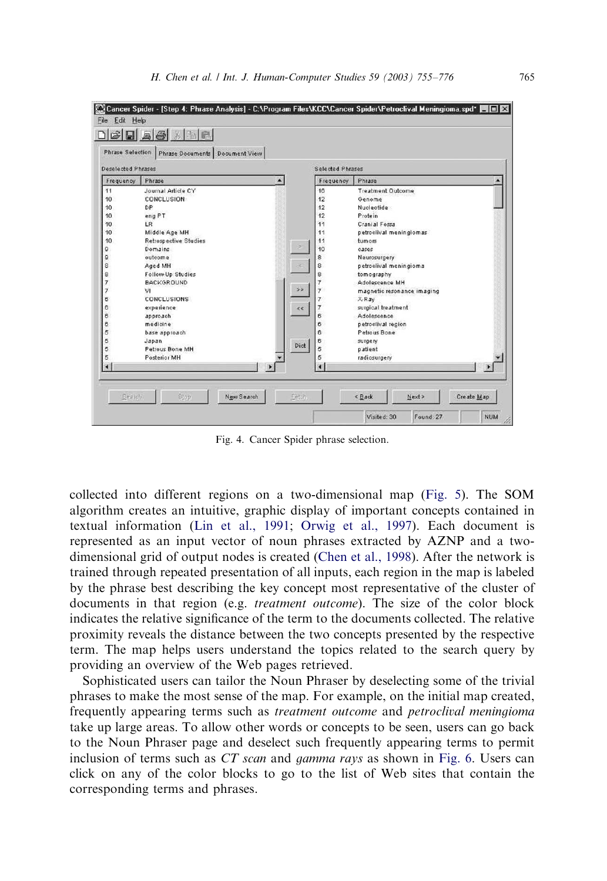Fig. 4. Cancer Spider phrase selection.

collected into different regions on a two-dimensional map (Fig. 5). The SOM algorithm creates an intuitive, graphic display of important concepts contained in textual information (Lin et al., 1991; Orwig et al., 1997). Each document is represented as an input vector of noun phrases extracted by AZNP and a two-dimensional grid of output nodes is created (Chen et al., 1998). After the network is trained through repeated presentation of all inputs, each region in the map is labeled by the phrase best describing the key concept most representative of the cluster of documents in that region (e.g. *treatment outcome*). The size of the color block indicates the relative significance of the term to the documents collected. The relative proximity reveals the distance between the two concepts presented by the respective term. The map helps users understand the topics related to the search query by providing an overview of the Web pages retrieved.

Sophisticated users can tailor the Noun Phraser by deselecting some of the trivial phrases to make the most sense of the map. For example, on the initial map created, frequently appearing terms such as *treatment outcome* and *petroclival meningioma* take up large areas. To allow other words or concepts to be seen, users can go back to the Noun Phraser page and deselect such frequently appearing terms to permit inclusion of terms such as *CT scan* and *gamma rays* as shown in Fig. 6. Users can click on any of the color blocks to go to the list of Web sites that contain the corresponding terms and phrases.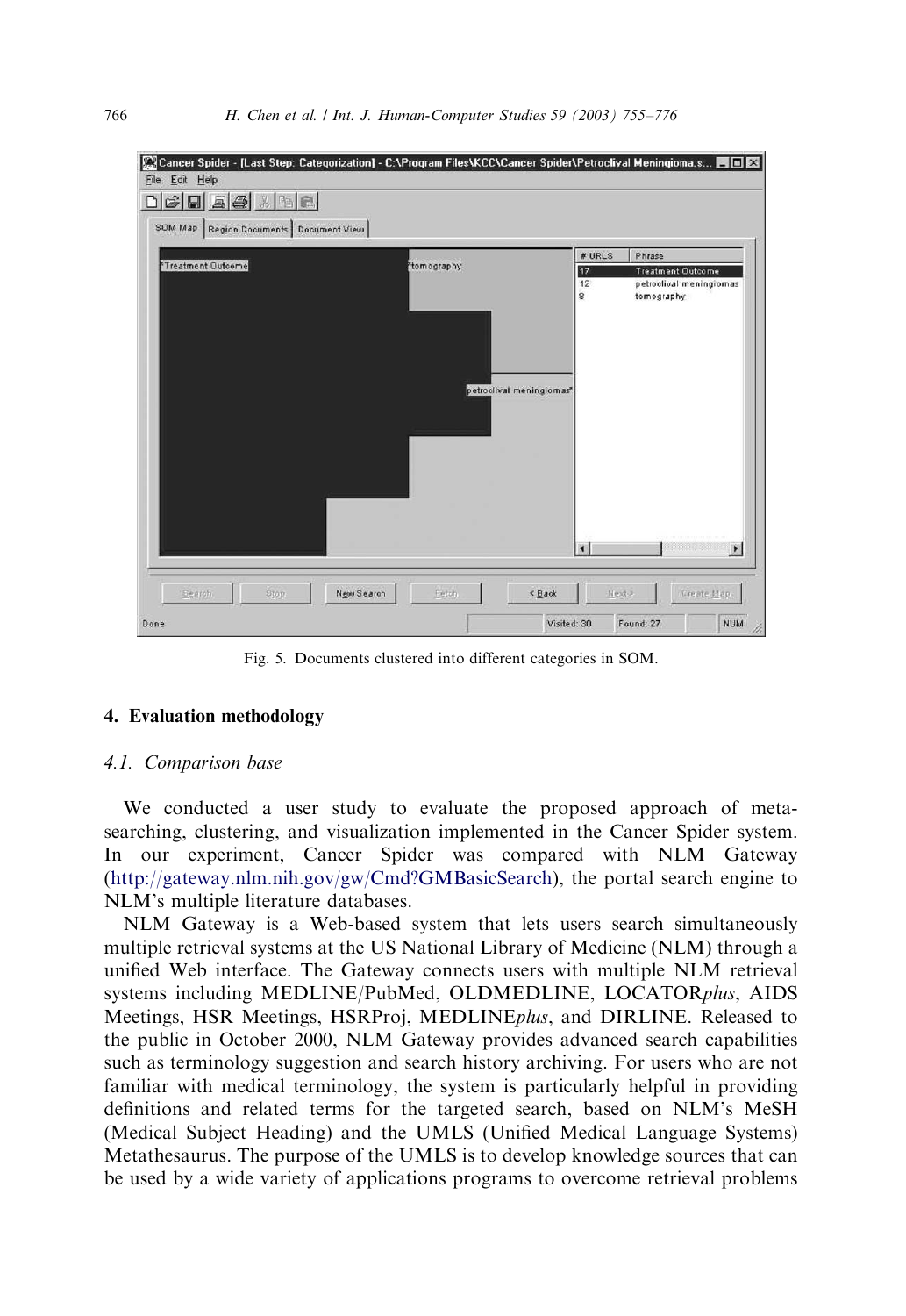Fig. 5. Documents clustered into different categories in SOM.

## 4. Evaluation methodology

### 4.1. Comparison base

We conducted a user study to evaluate the proposed approach of meta-searching, clustering, and visualization implemented in the Cancer Spider system. In our experiment, Cancer Spider was compared with NLM Gateway (http://gateway.nlm.nih.gov/gw/Cmd?GMBasicSearch), the portal search engine to NLM's multiple literature databases.

NLM Gateway is a Web-based system that lets users search simultaneously multiple retrieval systems at the US National Library of Medicine (NLM) through a unified Web interface. The Gateway connects users with multiple NLM retrieval systems including MEDLINE/PubMed, OLDMEDLINE, LOCATOR*plus*, AIDS Meetings, HSR Meetings, HSRProj, MEDLINE*plus*, and DIRLINE. Released to the public in October 2000, NLM Gateway provides advanced search capabilities such as terminology suggestion and search history archiving. For users who are not familiar with medical terminology, the system is particularly helpful in providing definitions and related terms for the targeted search, based on NLM's MeSH (Medical Subject Heading) and the UMLS (Unified Medical Language Systems) Metathesaurus. The purpose of the UMLS is to develop knowledge sources that can be used by a wide variety of applications programs to overcome retrieval problems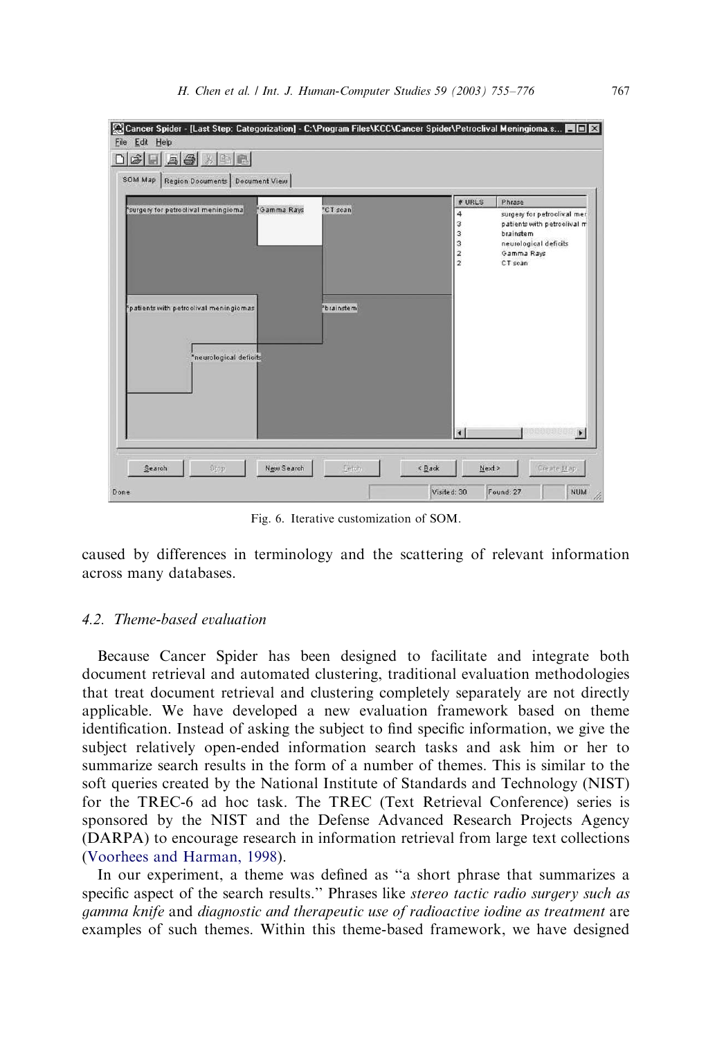Fig. 6. Iterative customization of SOM.

caused by differences in terminology and the scattering of relevant information across many databases.

### 4.2. Theme-based evaluation

Because Cancer Spider has been designed to facilitate and integrate both document retrieval and automated clustering, traditional evaluation methodologies that treat document retrieval and clustering completely separately are not directly applicable. We have developed a new evaluation framework based on theme identification. Instead of asking the subject to find specific information, we give the subject relatively open-ended information search tasks and ask him or her to summarize search results in the form of a number of themes. This is similar to the soft queries created by the National Institute of Standards and Technology (NIST) for the TREC-6 ad hoc task. The TREC (Text Retrieval Conference) series is sponsored by the NIST and the Defense Advanced Research Projects Agency (DARPA) to encourage research in information retrieval from large text collections (Voorhees and Harman, 1998).

In our experiment, a theme was defined as "a short phrase that summarizes a specific aspect of the search results." Phrases like *stereo tactic radio surgery such as gamma knife* and *diagnostic and therapeutic use of radioactive iodine as treatment* are examples of such themes. Within this theme-based framework, we have designed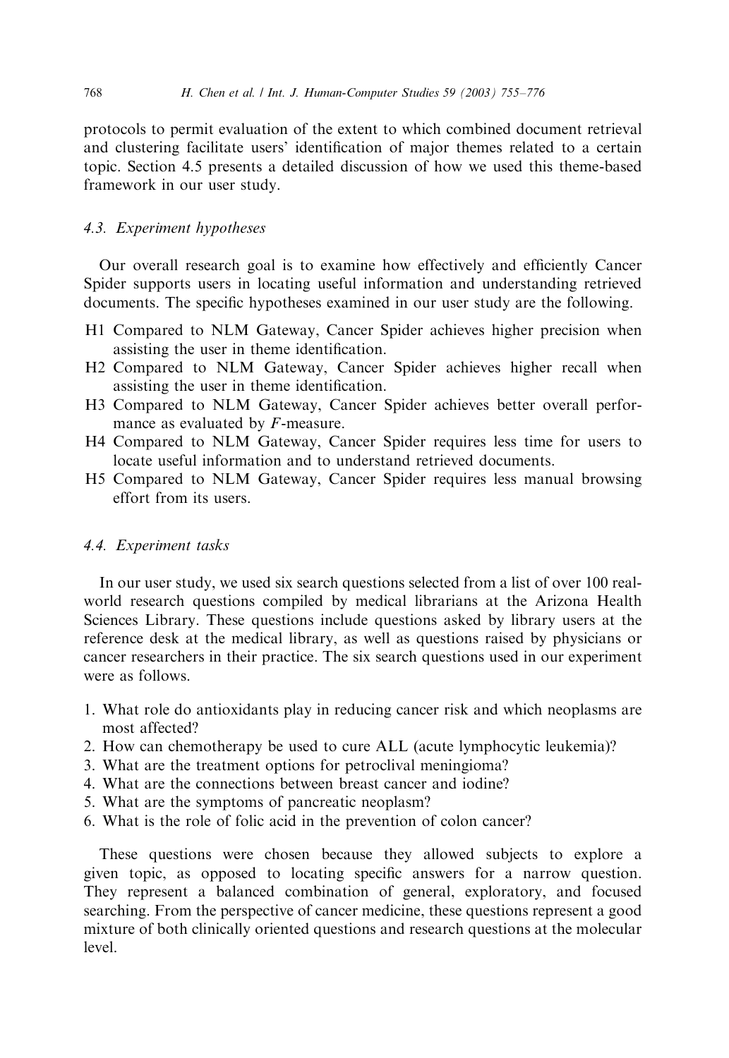protocols to permit evaluation of the extent to which combined document retrieval and clustering facilitate users' identification of major themes related to a certain topic. Section 4.5 presents a detailed discussion of how we used this theme-based framework in our user study.

### *4.3. Experiment hypotheses*

Our overall research goal is to examine how effectively and efficiently Cancer Spider supports users in locating useful information and understanding retrieved documents. The specific hypotheses examined in our user study are the following.

- H1 Compared to NLM Gateway, Cancer Spider achieves higher precision when assisting the user in theme identification.
- H2 Compared to NLM Gateway, Cancer Spider achieves higher recall when assisting the user in theme identification.
- H3 Compared to NLM Gateway, Cancer Spider achieves better overall performance as evaluated by $F$-measure.
- H4 Compared to NLM Gateway, Cancer Spider requires less time for users to locate useful information and to understand retrieved documents.
- H5 Compared to NLM Gateway, Cancer Spider requires less manual browsing effort from its users.

### *4.4. Experiment tasks*

In our user study, we used six search questions selected from a list of over 100 real-world research questions compiled by medical librarians at the Arizona Health Sciences Library. These questions include questions asked by library users at the reference desk at the medical library, as well as questions raised by physicians or cancer researchers in their practice. The six search questions used in our experiment were as follows.

1. What role do antioxidants play in reducing cancer risk and which neoplasms are most affected?
2. How can chemotherapy be used to cure ALL (acute lymphocytic leukemia)?
3. What are the treatment options for petroclival meningioma?
4. What are the connections between breast cancer and iodine?
5. What are the symptoms of pancreatic neoplasm?
6. What is the role of folic acid in the prevention of colon cancer?

These questions were chosen because they allowed subjects to explore a given topic, as opposed to locating specific answers for a narrow question. They represent a balanced combination of general, exploratory, and focused searching. From the perspective of cancer medicine, these questions represent a good mixture of both clinically oriented questions and research questions at the molecular level.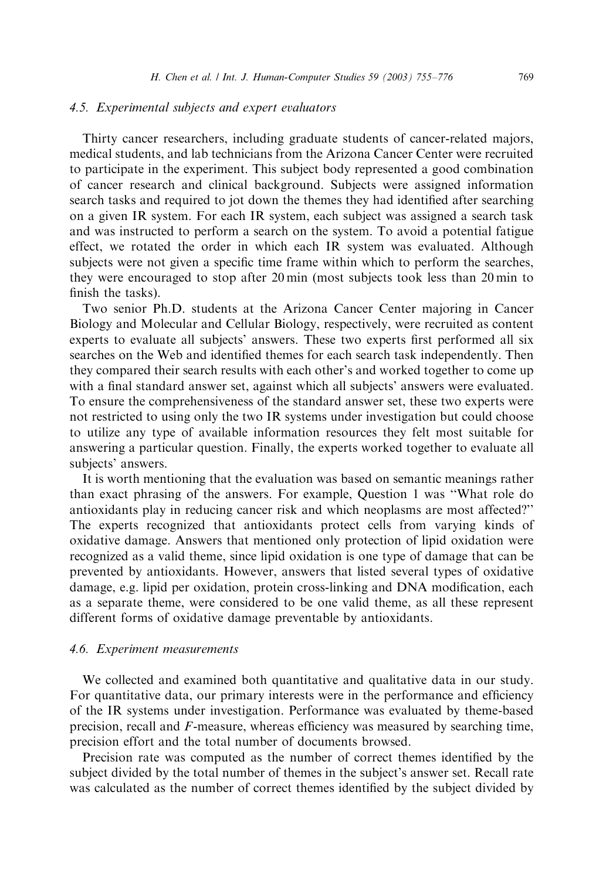### 4.5. Experimental subjects and expert evaluators

Thirty cancer researchers, including graduate students of cancer-related majors, medical students, and lab technicians from the Arizona Cancer Center were recruited to participate in the experiment. This subject body represented a good combination of cancer research and clinical background. Subjects were assigned information search tasks and required to jot down the themes they had identified after searching on a given IR system. For each IR system, each subject was assigned a search task and was instructed to perform a search on the system. To avoid a potential fatigue effect, we rotated the order in which each IR system was evaluated. Although subjects were not given a specific time frame within which to perform the searches, they were encouraged to stop after 20 min (most subjects took less than 20 min to finish the tasks).

Two senior Ph.D. students at the Arizona Cancer Center majoring in Cancer Biology and Molecular and Cellular Biology, respectively, were recruited as content experts to evaluate all subjects' answers. These two experts first performed all six searches on the Web and identified themes for each search task independently. Then they compared their search results with each other's and worked together to come up with a final standard answer set, against which all subjects' answers were evaluated. To ensure the comprehensiveness of the standard answer set, these two experts were not restricted to using only the two IR systems under investigation but could choose to utilize any type of available information resources they felt most suitable for answering a particular question. Finally, the experts worked together to evaluate all subjects' answers.

It is worth mentioning that the evaluation was based on semantic meanings rather than exact phrasing of the answers. For example, Question 1 was "What role do antioxidants play in reducing cancer risk and which neoplasms are most affected?" The experts recognized that antioxidants protect cells from varying kinds of oxidative damage. Answers that mentioned only protection of lipid oxidation were recognized as a valid theme, since lipid oxidation is one type of damage that can be prevented by antioxidants. However, answers that listed several types of oxidative damage, e.g. lipid per oxidation, protein cross-linking and DNA modification, each as a separate theme, were considered to be one valid theme, as all these represent different forms of oxidative damage preventable by antioxidants.

### 4.6. Experiment measurements

We collected and examined both quantitative and qualitative data in our study. For quantitative data, our primary interests were in the performance and efficiency of the IR systems under investigation. Performance was evaluated by theme-based precision, recall and $F$-measure, whereas efficiency was measured by searching time, precision effort and the total number of documents browsed.

Precision rate was computed as the number of correct themes identified by the subject divided by the total number of themes in the subject's answer set. Recall rate was calculated as the number of correct themes identified by the subject divided by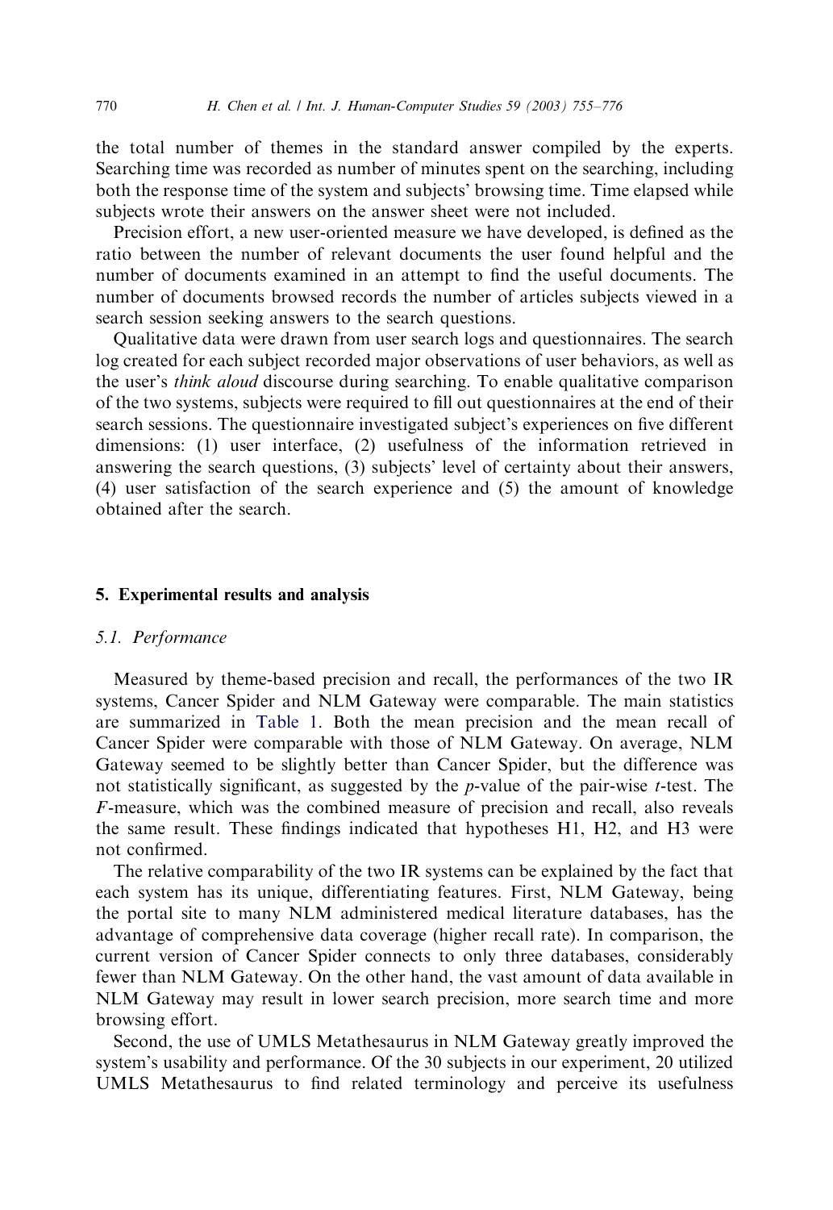the total number of themes in the standard answer compiled by the experts. Searching time was recorded as number of minutes spent on the searching, including both the response time of the system and subjects' browsing time. Time elapsed while subjects wrote their answers on the answer sheet were not included.

Precision effort, a new user-oriented measure we have developed, is defined as the ratio between the number of relevant documents the user found helpful and the number of documents examined in an attempt to find the useful documents. The number of documents browsed records the number of articles subjects viewed in a search session seeking answers to the search questions.

Qualitative data were drawn from user search logs and questionnaires. The search log created for each subject recorded major observations of user behaviors, as well as the user's *think aloud* discourse during searching. To enable qualitative comparison of the two systems, subjects were required to fill out questionnaires at the end of their search sessions. The questionnaire investigated subject's experiences on five different dimensions: (1) user interface, (2) usefulness of the information retrieved in answering the search questions, (3) subjects' level of certainty about their answers, (4) user satisfaction of the search experience and (5) the amount of knowledge obtained after the search.

## 5. Experimental results and analysis

### 5.1. Performance

Measured by theme-based precision and recall, the performances of the two IR systems, Cancer Spider and NLM Gateway were comparable. The main statistics are summarized in Table 1. Both the mean precision and the mean recall of Cancer Spider were comparable with those of NLM Gateway. On average, NLM Gateway seemed to be slightly better than Cancer Spider, but the difference was not statistically significant, as suggested by the $p$-value of the pair-wise $t$-test. The $F$-measure, which was the combined measure of precision and recall, also reveals the same result. These findings indicated that hypotheses H1, H2, and H3 were not confirmed.

The relative comparability of the two IR systems can be explained by the fact that each system has its unique, differentiating features. First, NLM Gateway, being the portal site to many NLM administered medical literature databases, has the advantage of comprehensive data coverage (higher recall rate). In comparison, the current version of Cancer Spider connects to only three databases, considerably fewer than NLM Gateway. On the other hand, the vast amount of data available in NLM Gateway may result in lower search precision, more search time and more browsing effort.

Second, the use of UMLS Metathesaurus in NLM Gateway greatly improved the system's usability and performance. Of the 30 subjects in our experiment, 20 utilized UMLS Metathesaurus to find related terminology and perceive its usefulness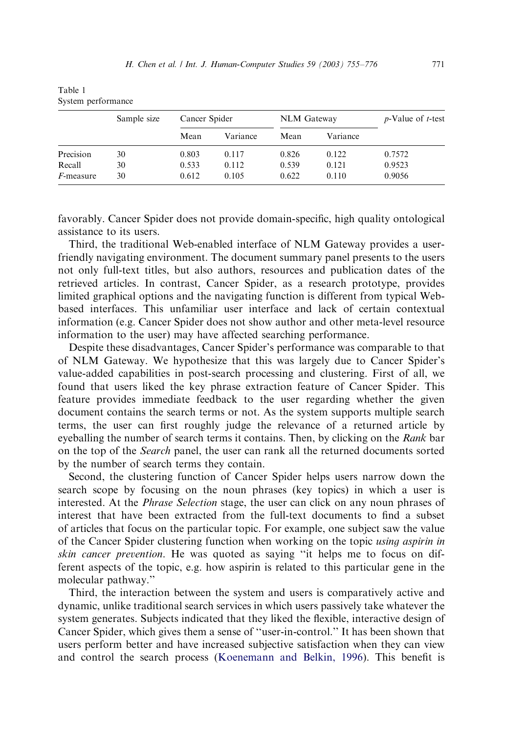Table 1
System performance

| | Sample size | Cancer Spider | | NLM Gateway | | *p*-Value of *t*-test |
|---|---|---|---|---|---|---|
| | | Mean | Variance | Mean | Variance | |
| Precision | 30 | 0.803 | 0.117 | 0.826 | 0.122 | 0.7572 |
| Recall | 30 | 0.533 | 0.112 | 0.539 | 0.121 | 0.9523 |
| *F*-measure | 30 | 0.612 | 0.105 | 0.622 | 0.110 | 0.9056 |

favorably. Cancer Spider does not provide domain-specific, high quality ontological assistance to its users.

Third, the traditional Web-enabled interface of NLM Gateway provides a user-friendly navigating environment. The document summary panel presents to the users not only full-text titles, but also authors, resources and publication dates of the retrieved articles. In contrast, Cancer Spider, as a research prototype, provides limited graphical options and the navigating function is different from typical Web-based interfaces. This unfamiliar user interface and lack of certain contextual information (e.g. Cancer Spider does not show author and other meta-level resource information to the user) may have affected searching performance.

Despite these disadvantages, Cancer Spider's performance was comparable to that of NLM Gateway. We hypothesize that this was largely due to Cancer Spider's value-added capabilities in post-search processing and clustering. First of all, we found that users liked the key phrase extraction feature of Cancer Spider. This feature provides immediate feedback to the user regarding whether the given document contains the search terms or not. As the system supports multiple search terms, the user can first roughly judge the relevance of a returned article by eyeballing the number of search terms it contains. Then, by clicking on the *Rank* bar on the top of the *Search* panel, the user can rank all the returned documents sorted by the number of search terms they contain.

Second, the clustering function of Cancer Spider helps users narrow down the search scope by focusing on the noun phrases (key topics) in which a user is interested. At the *Phrase Selection* stage, the user can click on any noun phrases of interest that have been extracted from the full-text documents to find a subset of articles that focus on the particular topic. For example, one subject saw the value of the Cancer Spider clustering function when working on the topic *using aspirin in skin cancer prevention*. He was quoted as saying "it helps me to focus on different aspects of the topic, e.g. how aspirin is related to this particular gene in the molecular pathway."

Third, the interaction between the system and users is comparatively active and dynamic, unlike traditional search services in which users passively take whatever the system generates. Subjects indicated that they liked the flexible, interactive design of Cancer Spider, which gives them a sense of "user-in-control." It has been shown that users perform better and have increased subjective satisfaction when they can view and control the search process (Koenemann and Belkin, 1996). This benefit is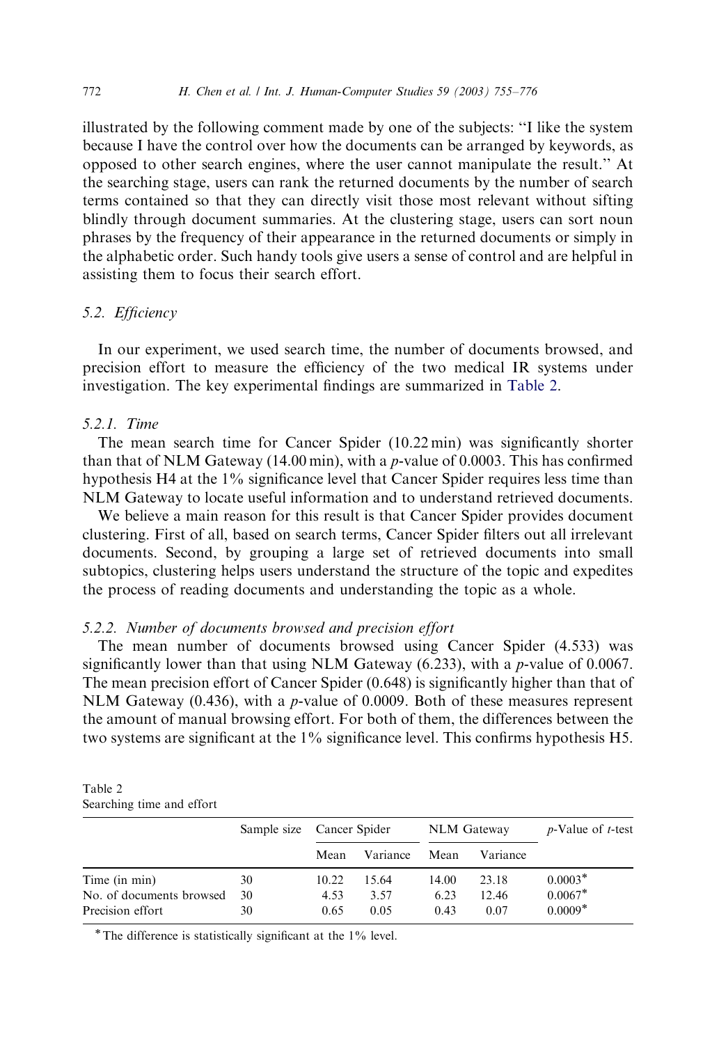illustrated by the following comment made by one of the subjects: "I like the system because I have the control over how the documents can be arranged by keywords, as opposed to other search engines, where the user cannot manipulate the result." At the searching stage, users can rank the returned documents by the number of search terms contained so that they can directly visit those most relevant without sifting blindly through document summaries. At the clustering stage, users can sort noun phrases by the frequency of their appearance in the returned documents or simply in the alphabetic order. Such handy tools give users a sense of control and are helpful in assisting them to focus their search effort.

### 5.2. *Efficiency*

In our experiment, we used search time, the number of documents browsed, and precision effort to measure the efficiency of the two medical IR systems under investigation. The key experimental findings are summarized in Table 2.

#### 5.2.1. *Time*

The mean search time for Cancer Spider (10.22 min) was significantly shorter than that of NLM Gateway (14.00 min), with a *p*-value of 0.0003. This has confirmed hypothesis H4 at the 1% significance level that Cancer Spider requires less time than NLM Gateway to locate useful information and to understand retrieved documents.

We believe a main reason for this result is that Cancer Spider provides document clustering. First of all, based on search terms, Cancer Spider filters out all irrelevant documents. Second, by grouping a large set of retrieved documents into small subtopics, clustering helps users understand the structure of the topic and expedites the process of reading documents and understanding the topic as a whole.

#### 5.2.2. *Number of documents browsed and precision effort*

The mean number of documents browsed using Cancer Spider (4.533) was significantly lower than that using NLM Gateway (6.233), with a *p*-value of 0.0067. The mean precision effort of Cancer Spider (0.648) is significantly higher than that of NLM Gateway (0.436), with a *p*-value of 0.0009. Both of these measures represent the amount of manual browsing effort. For both of them, the differences between the two systems are significant at the 1% significance level. This confirms hypothesis H5.

Table 2
Searching time and effort

| | Sample size | Cancer Spider | | NLM Gateway | | *p*-Value of *t*-test |
|---|---|---|---|---|---|---|
| | | Mean | Variance | Mean | Variance | |
| Time (in min) | 30 | 10.22 | 15.64 | 14.00 | 23.18 | 0.0003* |
| No. of documents browsed | 30 | 4.53 | 3.57 | 6.23 | 12.46 | 0.0067* |
| Precision effort | 30 | 0.65 | 0.05 | 0.43 | 0.07 | 0.0009* |

*The difference is statistically significant at the 1% level.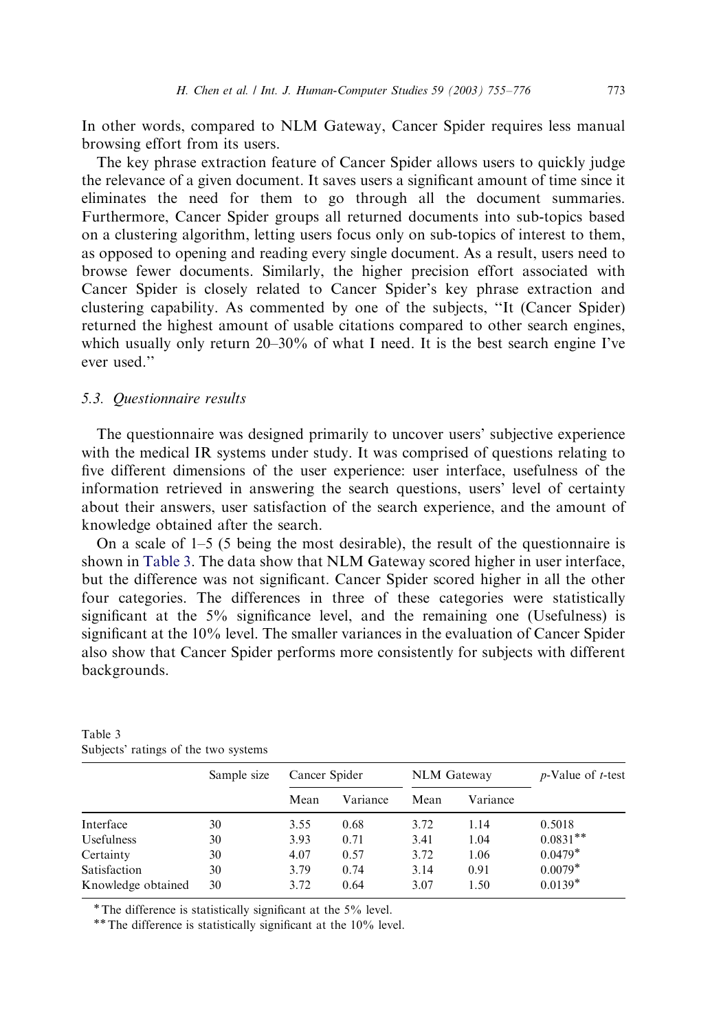In other words, compared to NLM Gateway, Cancer Spider requires less manual browsing effort from its users.

The key phrase extraction feature of Cancer Spider allows users to quickly judge the relevance of a given document. It saves users a significant amount of time since it eliminates the need for them to go through all the document summaries. Furthermore, Cancer Spider groups all returned documents into sub-topics based on a clustering algorithm, letting users focus only on sub-topics of interest to them, as opposed to opening and reading every single document. As a result, users need to browse fewer documents. Similarly, the higher precision effort associated with Cancer Spider is closely related to Cancer Spider's key phrase extraction and clustering capability. As commented by one of the subjects, "It (Cancer Spider) returned the highest amount of usable citations compared to other search engines, which usually only return 20–30% of what I need. It is the best search engine I've ever used."

### 5.3. Questionnaire results

The questionnaire was designed primarily to uncover users' subjective experience with the medical IR systems under study. It was comprised of questions relating to five different dimensions of the user experience: user interface, usefulness of the information retrieved in answering the search questions, users' level of certainty about their answers, user satisfaction of the search experience, and the amount of knowledge obtained after the search.

On a scale of 1–5 (5 being the most desirable), the result of the questionnaire is shown in Table 3. The data show that NLM Gateway scored higher in user interface, but the difference was not significant. Cancer Spider scored higher in all the other four categories. The differences in three of these categories were statistically significant at the 5% significance level, and the remaining one (Usefulness) is significant at the 10% level. The smaller variances in the evaluation of Cancer Spider also show that Cancer Spider performs more consistently for subjects with different backgrounds.

Table 3
Subjects' ratings of the two systems

| | Sample size | Cancer Spider | | NLM Gateway | | *p*-Value of *t*-test |
|---|---|---|---|---|---|---|
| | | Mean | Variance | Mean | Variance | |
| Interface | 30 | 3.55 | 0.68 | 3.72 | 1.14 | 0.5018 |
| Usefulness | 30 | 3.93 | 0.71 | 3.41 | 1.04 | 0.0831** |
| Certainty | 30 | 4.07 | 0.57 | 3.72 | 1.06 | 0.0479* |
| Satisfaction | 30 | 3.79 | 0.74 | 3.14 | 0.91 | 0.0079* |
| Knowledge obtained | 30 | 3.72 | 0.64 | 3.07 | 1.50 | 0.0139* |

*The difference is statistically significant at the 5% level.

**The difference is statistically significant at the 10% level.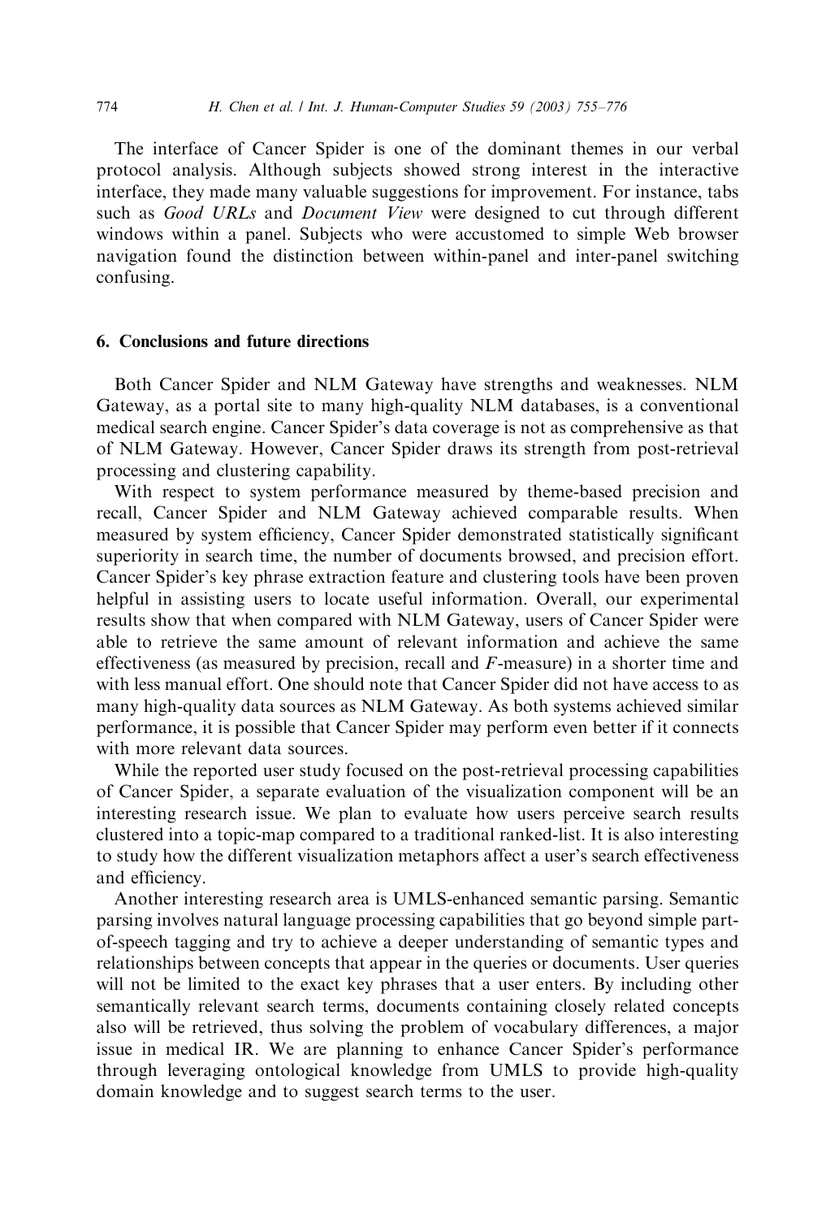The interface of Cancer Spider is one of the dominant themes in our verbal protocol analysis. Although subjects showed strong interest in the interactive interface, they made many valuable suggestions for improvement. For instance, tabs such as *Good URLs* and *Document View* were designed to cut through different windows within a panel. Subjects who were accustomed to simple Web browser navigation found the distinction between within-panel and inter-panel switching confusing.

## 6. Conclusions and future directions

Both Cancer Spider and NLM Gateway have strengths and weaknesses. NLM Gateway, as a portal site to many high-quality NLM databases, is a conventional medical search engine. Cancer Spider's data coverage is not as comprehensive as that of NLM Gateway. However, Cancer Spider draws its strength from post-retrieval processing and clustering capability.

With respect to system performance measured by theme-based precision and recall, Cancer Spider and NLM Gateway achieved comparable results. When measured by system efficiency, Cancer Spider demonstrated statistically significant superiority in search time, the number of documents browsed, and precision effort. Cancer Spider's key phrase extraction feature and clustering tools have been proven helpful in assisting users to locate useful information. Overall, our experimental results show that when compared with NLM Gateway, users of Cancer Spider were able to retrieve the same amount of relevant information and achieve the same effectiveness (as measured by precision, recall and $F$-measure) in a shorter time and with less manual effort. One should note that Cancer Spider did not have access to as many high-quality data sources as NLM Gateway. As both systems achieved similar performance, it is possible that Cancer Spider may perform even better if it connects with more relevant data sources.

While the reported user study focused on the post-retrieval processing capabilities of Cancer Spider, a separate evaluation of the visualization component will be an interesting research issue. We plan to evaluate how users perceive search results clustered into a topic-map compared to a traditional ranked-list. It is also interesting to study how the different visualization metaphors affect a user's search effectiveness and efficiency.

Another interesting research area is UMLS-enhanced semantic parsing. Semantic parsing involves natural language processing capabilities that go beyond simple part-of-speech tagging and try to achieve a deeper understanding of semantic types and relationships between concepts that appear in the queries or documents. User queries will not be limited to the exact key phrases that a user enters. By including other semantically relevant search terms, documents containing closely related concepts also will be retrieved, thus solving the problem of vocabulary differences, a major issue in medical IR. We are planning to enhance Cancer Spider's performance through leveraging ontological knowledge from UMLS to provide high-quality domain knowledge and to suggest search terms to the user.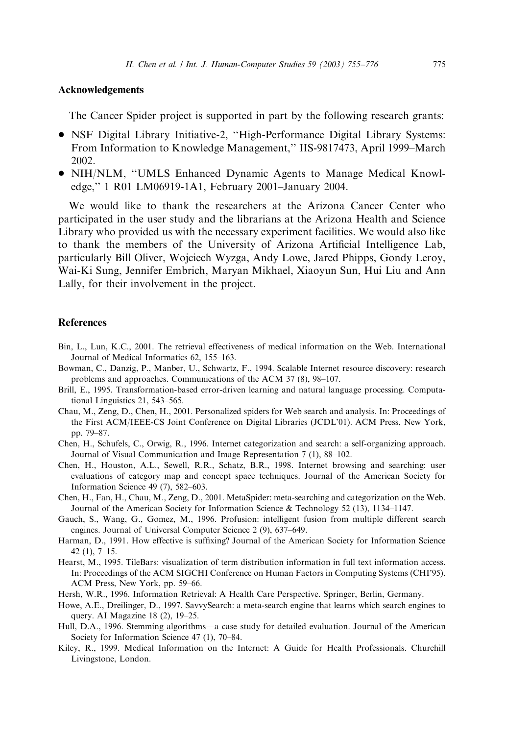## Acknowledgements

The Cancer Spider project is supported in part by the following research grants:

- NSF Digital Library Initiative-2, "High-Performance Digital Library Systems: From Information to Knowledge Management," IIS-9817473, April 1999–March 2002.
- NIH/NLM, "UMLS Enhanced Dynamic Agents to Manage Medical Knowledge," 1 R01 LM06919-1A1, February 2001–January 2004.

We would like to thank the researchers at the Arizona Cancer Center who participated in the user study and the librarians at the Arizona Health and Science Library who provided us with the necessary experiment facilities. We would also like to thank the members of the University of Arizona Artificial Intelligence Lab, particularly Bill Oliver, Wojciech Wyzga, Andy Lowe, Jared Phipps, Gondy Leroy, Wai-Ki Sung, Jennifer Embrich, Maryan Mikhael, Xiaoyun Sun, Hui Liu and Ann Lally, for their involvement in the project.

## References

Bin, L., Lun, K.C., 2001. The retrieval effectiveness of medical information on the Web. International Journal of Medical Informatics 62, 155–163.

Bowman, C., Danzig, P., Manber, U., Schwartz, F., 1994. Scalable Internet resource discovery: research problems and approaches. Communications of the ACM 37 (8), 98–107.

Brill, E., 1995. Transformation-based error-driven learning and natural language processing. Computational Linguistics 21, 543–565.

Chau, M., Zeng, D., Chen, H., 2001. Personalized spiders for Web search and analysis. In: Proceedings of the First ACM/IEEE-CS Joint Conference on Digital Libraries (JCDL'01). ACM Press, New York, pp. 79–87.

Chen, H., Schufels, C., Orwig, R., 1996. Internet categorization and search: a self-organizing approach. Journal of Visual Communication and Image Representation 7 (1), 88–102.

Chen, H., Houston, A.L., Sewell, R.R., Schatz, B.R., 1998. Internet browsing and searching: user evaluations of category map and concept space techniques. Journal of the American Society for Information Science 49 (7), 582–603.

Chen, H., Fan, H., Chau, M., Zeng, D., 2001. MetaSpider: meta-searching and categorization on the Web. Journal of the American Society for Information Science & Technology 52 (13), 1134–1147.

Gauch, S., Wang, G., Gomez, M., 1996. Profusion: intelligent fusion from multiple different search engines. Journal of Universal Computer Science 2 (9), 637–649.

Harman, D., 1991. How effective is suffixing? Journal of the American Society for Information Science 42 (1), 7–15.

Hearst, M., 1995. TileBars: visualization of term distribution information in full text information access. In: Proceedings of the ACM SIGCHI Conference on Human Factors in Computing Systems (CHI'95). ACM Press, New York, pp. 59–66.

Hersh, W.R., 1996. Information Retrieval: A Health Care Perspective. Springer, Berlin, Germany.

Howe, A.E., Dreilinger, D., 1997. SavvySearch: a meta-search engine that learns which search engines to query. AI Magazine 18 (2), 19–25.

Hull, D.A., 1996. Stemming algorithms—a case study for detailed evaluation. Journal of the American Society for Information Science 47 (1), 70–84.

Kiley, R., 1999. Medical Information on the Internet: A Guide for Health Professionals. Churchill Livingstone, London.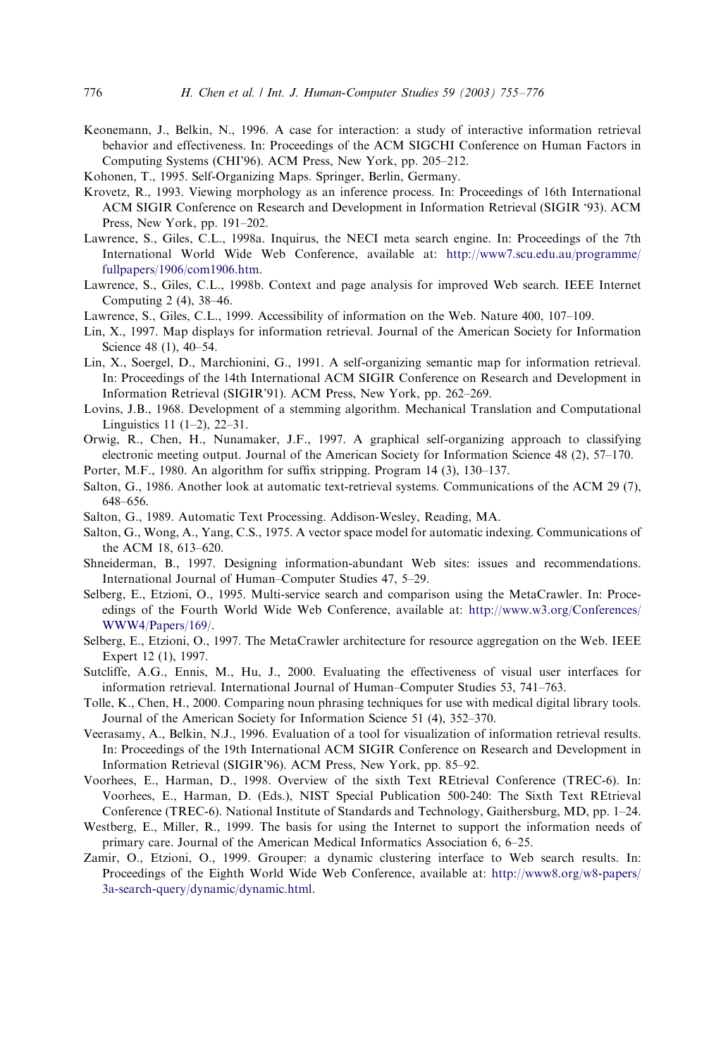Keonemann, J., Belkin, N., 1996. A case for interaction: a study of interactive information retrieval behavior and effectiveness. In: Proceedings of the ACM SIGCHI Conference on Human Factors in Computing Systems (CHI'96). ACM Press, New York, pp. 205–212.

Kohonen, T., 1995. Self-Organizing Maps. Springer, Berlin, Germany.

Krovetz, R., 1993. Viewing morphology as an inference process. In: Proceedings of 16th International ACM SIGIR Conference on Research and Development in Information Retrieval (SIGIR '93). ACM Press, New York, pp. 191–202.

Lawrence, S., Giles, C.L., 1998a. Inquirus, the NECI meta search engine. In: Proceedings of the 7th International World Wide Web Conference, available at: http://www7.scu.edu.au/programme/fullpapers/1906/com1906.htm.

Lawrence, S., Giles, C.L., 1998b. Context and page analysis for improved Web search. IEEE Internet Computing 2 (4), 38–46.

Lawrence, S., Giles, C.L., 1999. Accessibility of information on the Web. Nature 400, 107–109.

Lin, X., 1997. Map displays for information retrieval. Journal of the American Society for Information Science 48 (1), 40–54.

Lin, X., Soergel, D., Marchionini, G., 1991. A self-organizing semantic map for information retrieval. In: Proceedings of the 14th International ACM SIGIR Conference on Research and Development in Information Retrieval (SIGIR'91). ACM Press, New York, pp. 262–269.

Lovins, J.B., 1968. Development of a stemming algorithm. Mechanical Translation and Computational Linguistics 11 (1–2), 22–31.

Orwig, R., Chen, H., Nunamaker, J.F., 1997. A graphical self-organizing approach to classifying electronic meeting output. Journal of the American Society for Information Science 48 (2), 57–170.

Porter, M.F., 1980. An algorithm for suffix stripping. Program 14 (3), 130–137.

Salton, G., 1986. Another look at automatic text-retrieval systems. Communications of the ACM 29 (7), 648–656.

Salton, G., 1989. Automatic Text Processing. Addison-Wesley, Reading, MA.

Salton, G., Wong, A., Yang, C.S., 1975. A vector space model for automatic indexing. Communications of the ACM 18, 613–620.

Shneiderman, B., 1997. Designing information-abundant Web sites: issues and recommendations. International Journal of Human–Computer Studies 47, 5–29.

Selberg, E., Etzioni, O., 1995. Multi-service search and comparison using the MetaCrawler. In: Proceedings of the Fourth World Wide Web Conference, available at: http://www.w3.org/Conferences/WWW4/Papers/169/.

Selberg, E., Etzioni, O., 1997. The MetaCrawler architecture for resource aggregation on the Web. IEEE Expert 12 (1), 1997.

Sutcliffe, A.G., Ennis, M., Hu, J., 2000. Evaluating the effectiveness of visual user interfaces for information retrieval. International Journal of Human–Computer Studies 53, 741–763.

Tolle, K., Chen, H., 2000. Comparing noun phrasing techniques for use with medical digital library tools. Journal of the American Society for Information Science 51 (4), 352–370.

Veerasamy, A., Belkin, N.J., 1996. Evaluation of a tool for visualization of information retrieval results. In: Proceedings of the 19th International ACM SIGIR Conference on Research and Development in Information Retrieval (SIGIR'96). ACM Press, New York, pp. 85–92.

Voorhees, E., Harman, D., 1998. Overview of the sixth Text REtrieval Conference (TREC-6). In: Voorhees, E., Harman, D. (Eds.), NIST Special Publication 500-240: The Sixth Text REtrieval Conference (TREC-6). National Institute of Standards and Technology, Gaithersburg, MD, pp. 1–24.

Westberg, E., Miller, R., 1999. The basis for using the Internet to support the information needs of primary care. Journal of the American Medical Informatics Association 6, 6–25.

Zamir, O., Etzioni, O., 1999. Grouper: a dynamic clustering interface to Web search results. In: Proceedings of the Eighth World Wide Web Conference, available at: http://www8.org/w8-papers/3a-search-query/dynamic/dynamic.html.